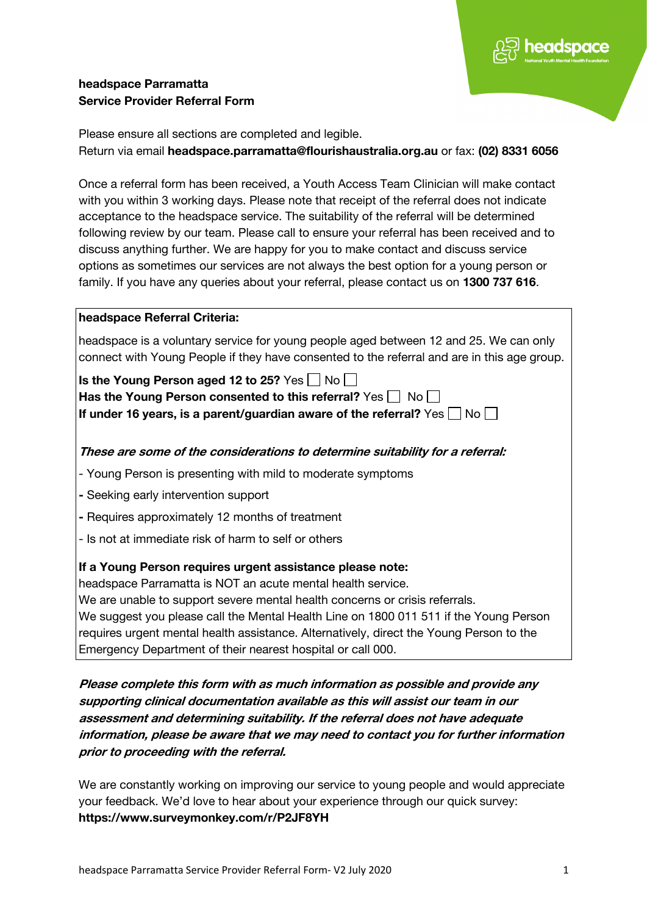**headspace Parramatta**
**Service Provider Referral Form**

Please ensure all sections are completed and legible.
Return via email **headspace.parramatta@flourishaustralia.org.au** or fax: **(02) 8331 6056**

Once a referral form has been received, a Youth Access Team Clinician will make contact with you within 3 working days. Please note that receipt of the referral does not indicate acceptance to the headspace service. The suitability of the referral will be determined following review by our team. Please call to ensure your referral has been received and to discuss anything further. We are happy for you to make contact and discuss service options as sometimes our services are not always the best option for a young person or family. If you have any queries about your referral, please contact us on **1300 737 616**.

**headspace Referral Criteria:**

headspace is a voluntary service for young people aged between 12 and 25. We can only connect with Young People if they have consented to the referral and are in this age group.

**Is the Young Person aged 12 to 25?** Yes ☐ No ☐
**Has the Young Person consented to this referral?** Yes ☐ No ☐
**If under 16 years, is a parent/guardian aware of the referral?** Yes ☐ No ☐

***These are some of the considerations to determine suitability for a referral:***

- Young Person is presenting with mild to moderate symptoms
- Seeking early intervention support
- Requires approximately 12 months of treatment
- Is not at immediate risk of harm to self or others

**If a Young Person requires urgent assistance please note:**
headspace Parramatta is NOT an acute mental health service.
We are unable to support severe mental health concerns or crisis referrals.
We suggest you please call the Mental Health Line on 1800 011 511 if the Young Person requires urgent mental health assistance. Alternatively, direct the Young Person to the Emergency Department of their nearest hospital or call 000.

***Please complete this form with as much information as possible and provide any supporting clinical documentation available as this will assist our team in our assessment and determining suitability. If the referral does not have adequate information, please be aware that we may need to contact you for further information prior to proceeding with the referral.***

We are constantly working on improving our service to young people and would appreciate your feedback. We'd love to hear about your experience through our quick survey:
**https://www.surveymonkey.com/r/P2JF8YH**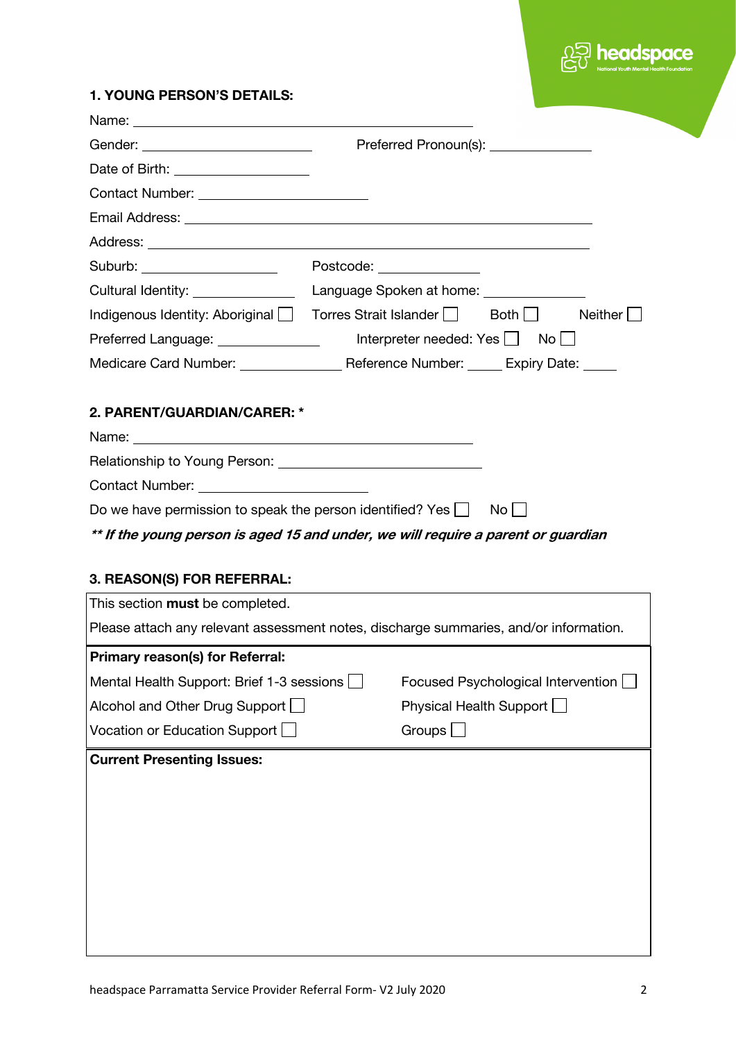### 1. YOUNG PERSON'S DETAILS:

Name: ____________________________________________

Gender: ______________________ Preferred Pronoun(s): _____________

Date of Birth: _________________

Contact Number: ______________________

Email Address: ____________________________________________________

Address: ________________________________________________________

Suburb: __________________ Postcode: ____________

Cultural Identity: _____________ Language Spoken at home: _____________

Indigenous Identity: Aboriginal ☐ Torres Strait Islander ☐ Both ☐ Neither ☐

Preferred Language: _____________ Interpreter needed: Yes ☐ No ☐

Medicare Card Number: _____________ Reference Number: _____ Expiry Date: _____

### 2. PARENT/GUARDIAN/CARER: *

Name: ____________________________________________

Relationship to Young Person: ___________________________

Contact Number: ______________________

Do we have permission to speak the person identified? Yes ☐ No ☐

***** If the young person is aged 15 and under, we will require a parent or guardian***

### 3. REASON(S) FOR REFERRAL:

This section **must** be completed.

Please attach any relevant assessment notes, discharge summaries, and/or information.

**Primary reason(s) for Referral:**

| | |
|---|---|
| Mental Health Support: Brief 1-3 sessions ☐ | Focused Psychological Intervention ☐ |
| Alcohol and Other Drug Support ☐ | Physical Health Support ☐ |
| Vocation or Education Support ☐ | Groups ☐ |

**Current Presenting Issues:**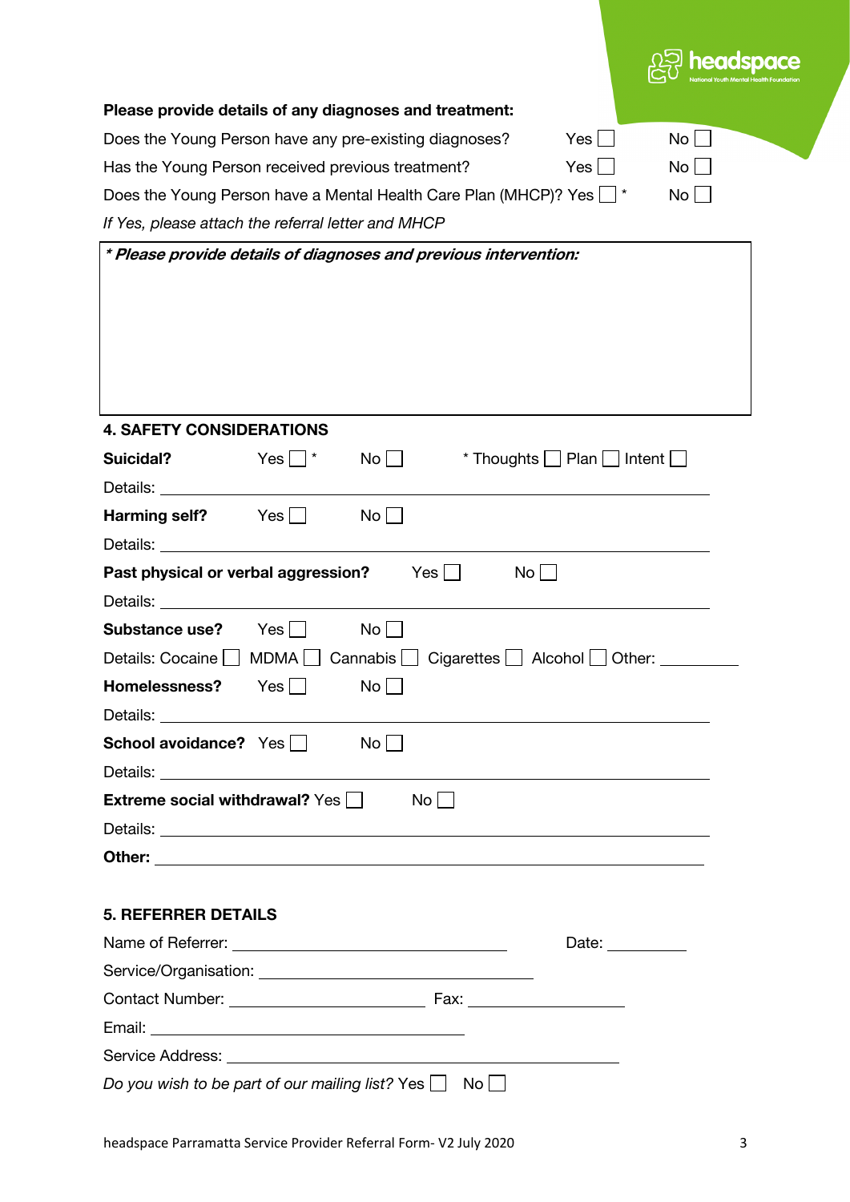**Please provide details of any diagnoses and treatment:**

Does the Young Person have any pre-existing diagnoses? Yes ☐ No ☐

Has the Young Person received previous treatment? Yes ☐ No ☐

Does the Young Person have a Mental Health Care Plan (MHCP)? Yes ☐ * No ☐

*If Yes, please attach the referral letter and MHCP*

| ***\* Please provide details of diagnoses and previous intervention:*** |
|---|
| |

## 4. SAFETY CONSIDERATIONS

**Suicidal?** Yes ☐ * No ☐ * Thoughts ☐ Plan ☐ Intent ☐

Details: \_\_\_\_\_\_\_\_\_\_\_\_\_\_\_\_\_\_\_\_\_\_\_\_\_\_\_\_\_\_\_\_\_\_\_\_\_\_\_\_

**Harming self?** Yes ☐ No ☐

Details: \_\_\_\_\_\_\_\_\_\_\_\_\_\_\_\_\_\_\_\_\_\_\_\_\_\_\_\_\_\_\_\_\_\_\_\_\_\_\_\_

**Past physical or verbal aggression?** Yes ☐ No ☐

Details: \_\_\_\_\_\_\_\_\_\_\_\_\_\_\_\_\_\_\_\_\_\_\_\_\_\_\_\_\_\_\_\_\_\_\_\_\_\_\_\_

**Substance use?** Yes ☐ No ☐

Details: Cocaine ☐ MDMA ☐ Cannabis ☐ Cigarettes ☐ Alcohol ☐ Other: \_\_\_\_\_\_\_\_\_\_

**Homelessness?** Yes ☐ No ☐

Details: \_\_\_\_\_\_\_\_\_\_\_\_\_\_\_\_\_\_\_\_\_\_\_\_\_\_\_\_\_\_\_\_\_\_\_\_\_\_\_\_

**School avoidance?** Yes ☐ No ☐

Details: \_\_\_\_\_\_\_\_\_\_\_\_\_\_\_\_\_\_\_\_\_\_\_\_\_\_\_\_\_\_\_\_\_\_\_\_\_\_\_\_

**Extreme social withdrawal?** Yes ☐ No ☐

Details: \_\_\_\_\_\_\_\_\_\_\_\_\_\_\_\_\_\_\_\_\_\_\_\_\_\_\_\_\_\_\_\_\_\_\_\_\_\_\_\_

**Other:** \_\_\_\_\_\_\_\_\_\_\_\_\_\_\_\_\_\_\_\_\_\_\_\_\_\_\_\_\_\_\_\_\_\_\_\_\_\_\_\_

## 5. REFERRER DETAILS

Name of Referrer: \_\_\_\_\_\_\_\_\_\_\_\_\_\_\_\_\_\_\_\_\_\_\_\_\_\_\_\_ Date: \_\_\_\_\_\_\_\_\_\_

Service/Organisation: \_\_\_\_\_\_\_\_\_\_\_\_\_\_\_\_\_\_\_\_\_\_\_\_\_\_\_\_

Contact Number: \_\_\_\_\_\_\_\_\_\_\_\_\_\_\_\_\_\_\_\_ Fax: \_\_\_\_\_\_\_\_\_\_\_\_\_\_\_\_\_\_\_\_

Email: \_\_\_\_\_\_\_\_\_\_\_\_\_\_\_\_\_\_\_\_\_\_\_\_\_\_\_\_\_\_\_\_

Service Address: \_\_\_\_\_\_\_\_\_\_\_\_\_\_\_\_\_\_\_\_\_\_\_\_\_\_\_\_\_\_\_\_\_\_\_\_\_\_\_\_

*Do you wish to be part of our mailing list?* Yes ☐ No ☐